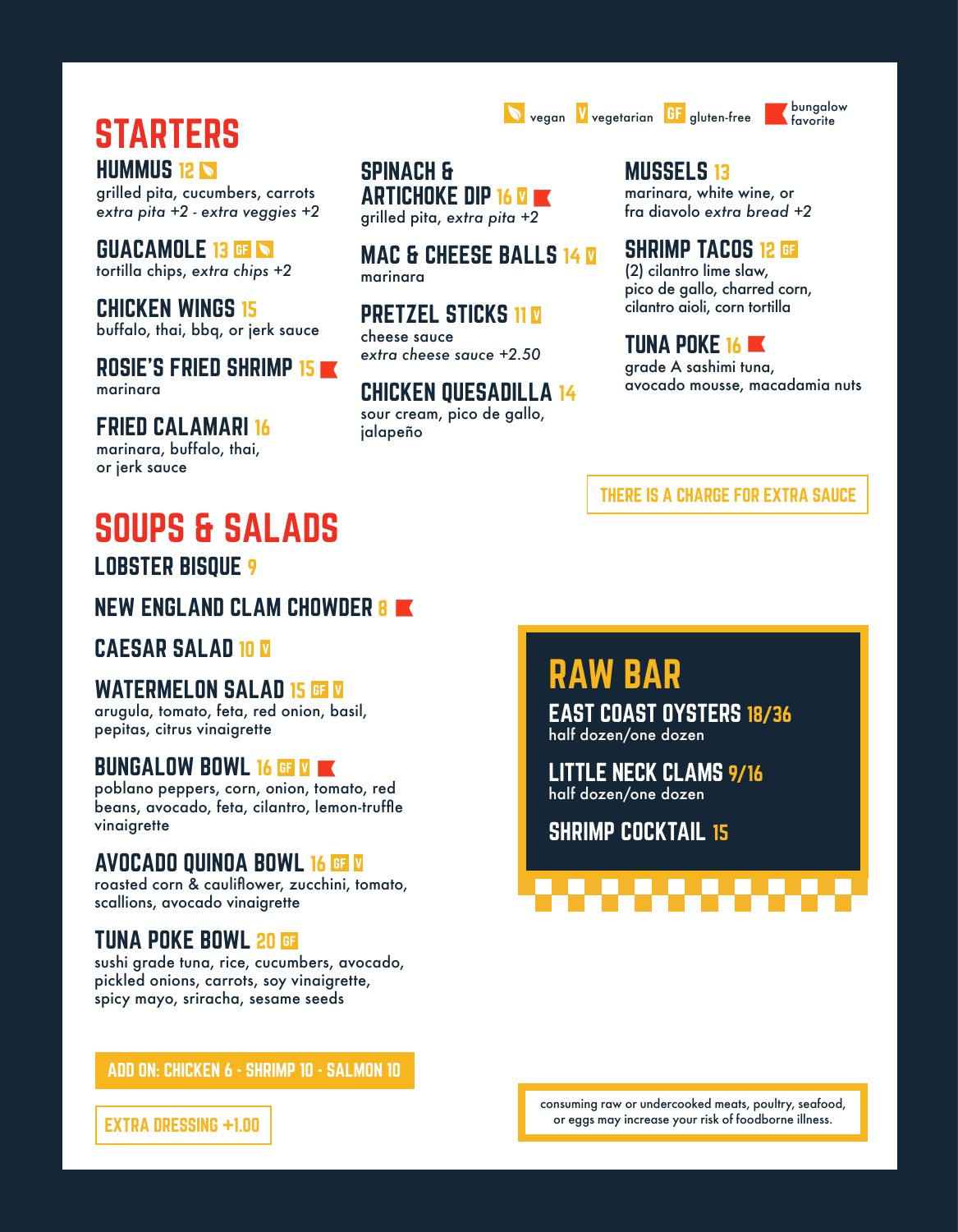vegan · V vegetarian · GF gluten-free · bungalow favorite

# STARTERS

### HUMMUS 12 (vegan)
grilled pita, cucumbers, carrots
*extra pita +2 - extra veggies +2*

### GUACAMOLE 13 (GF) (vegan)
tortilla chips, *extra chips +2*

### CHICKEN WINGS 15
buffalo, thai, bbq, or jerk sauce

### ROSIE'S FRIED SHRIMP 15 (bungalow favorite)
marinara

### FRIED CALAMARI 16
marinara, buffalo, thai,
or jerk sauce

### SPINACH & ARTICHOKE DIP 16 (V) (bungalow favorite)
grilled pita, *extra pita +2*

### MAC & CHEESE BALLS 14 (V)
marinara

### PRETZEL STICKS 11 (V)
cheese sauce
*extra cheese sauce +2.50*

### CHICKEN QUESADILLA 14
sour cream, pico de gallo,
jalapeño

### MUSSELS 13
marinara, white wine, or
fra diavolo *extra bread +2*

### SHRIMP TACOS 12 (GF)
(2) cilantro lime slaw,
pico de gallo, charred corn,
cilantro aioli, corn tortilla

### TUNA POKE 16 (bungalow favorite)
grade A sashimi tuna,
avocado mousse, macadamia nuts

**THERE IS A CHARGE FOR EXTRA SAUCE**

# SOUPS & SALADS

### LOBSTER BISQUE 9

### NEW ENGLAND CLAM CHOWDER 8 (bungalow favorite)

### CAESAR SALAD 10 (V)

### WATERMELON SALAD 15 (GF) (V)
arugula, tomato, feta, red onion, basil,
pepitas, citrus vinaigrette

### BUNGALOW BOWL 16 (GF) (V) (bungalow favorite)
poblano peppers, corn, onion, tomato, red
beans, avocado, feta, cilantro, lemon-truffle
vinaigrette

### AVOCADO QUINOA BOWL 16 (GF) (V)
roasted corn & cauliflower, zucchini, tomato,
scallions, avocado vinaigrette

### TUNA POKE BOWL 20 (GF)
sushi grade tuna, rice, cucumbers, avocado,
pickled onions, carrots, soy vinaigrette,
spicy mayo, sriracha, sesame seeds

**ADD ON: CHICKEN 6 - SHRIMP 10 - SALMON 10**

**EXTRA DRESSING +1.00**

# RAW BAR

### EAST COAST OYSTERS 18/36
half dozen/one dozen

### LITTLE NECK CLAMS 9/16
half dozen/one dozen

### SHRIMP COCKTAIL 15

consuming raw or undercooked meats, poultry, seafood,
or eggs may increase your risk of foodborne illness.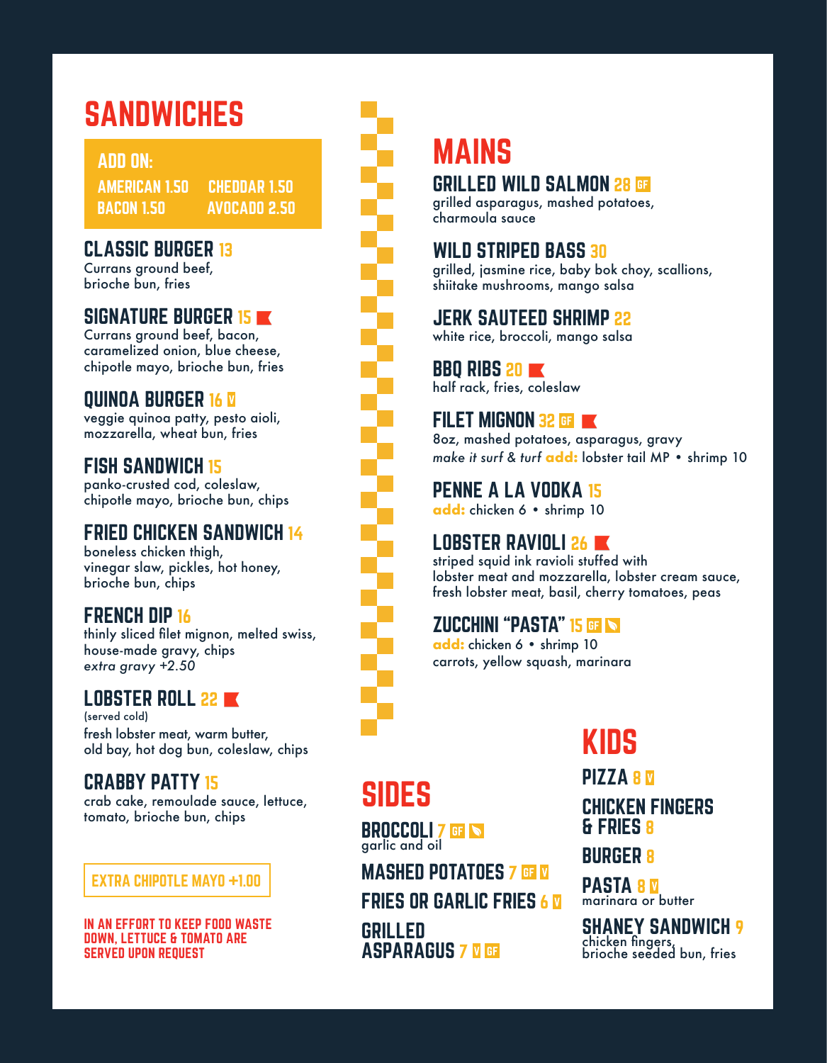# SANDWICHES

**ADD ON:**
AMERICAN 1.50 CHEDDAR 1.50
BACON 1.50 AVOCADO 2.50

### CLASSIC BURGER 13
Currans ground beef, brioche bun, fries

### SIGNATURE BURGER 15
Currans ground beef, bacon, caramelized onion, blue cheese, chipotle mayo, brioche bun, fries

### QUINOA BURGER 16 V
veggie quinoa patty, pesto aioli, mozzarella, wheat bun, fries

### FISH SANDWICH 15
panko-crusted cod, coleslaw, chipotle mayo, brioche bun, chips

### FRIED CHICKEN SANDWICH 14
boneless chicken thigh, vinegar slaw, pickles, hot honey, brioche bun, chips

### FRENCH DIP 16
thinly sliced filet mignon, melted swiss, house-made gravy, chips
*extra gravy +2.50*

### LOBSTER ROLL 22
(served cold)
fresh lobster meat, warm butter, old bay, hot dog bun, coleslaw, chips

### CRABBY PATTY 15
crab cake, remoulade sauce, lettuce, tomato, brioche bun, chips

EXTRA CHIPOTLE MAYO +1.00

IN AN EFFORT TO KEEP FOOD WASTE DOWN, LETTUCE & TOMATO ARE SERVED UPON REQUEST

# MAINS

### GRILLED WILD SALMON 28 GF
grilled asparagus, mashed potatoes, charmoula sauce

### WILD STRIPED BASS 30
grilled, jasmine rice, baby bok choy, scallions, shiitake mushrooms, mango salsa

### JERK SAUTEED SHRIMP 22
white rice, broccoli, mango salsa

### BBQ RIBS 20
half rack, fries, coleslaw

### FILET MIGNON 32 GF
8oz, mashed potatoes, asparagus, gravy
*make it surf & turf* **add:** lobster tail MP • shrimp 10

### PENNE A LA VODKA 15
**add:** chicken 6 • shrimp 10

### LOBSTER RAVIOLI 26
striped squid ink ravioli stuffed with lobster meat and mozzarella, lobster cream sauce, fresh lobster meat, basil, cherry tomatoes, peas

### ZUCCHINI "PASTA" 15 GF
**add:** chicken 6 • shrimp 10
carrots, yellow squash, marinara

# SIDES

### BROCCOLI 7 GF
garlic and oil

### MASHED POTATOES 7 GF V

### FRIES OR GARLIC FRIES 6 V

### GRILLED ASPARAGUS 7 V GF

# KIDS

### PIZZA 8 V

### CHICKEN FINGERS & FRIES 8

### BURGER 8

### PASTA 8 V
marinara or butter

### SHANEY SANDWICH 9
chicken fingers, brioche seeded bun, fries